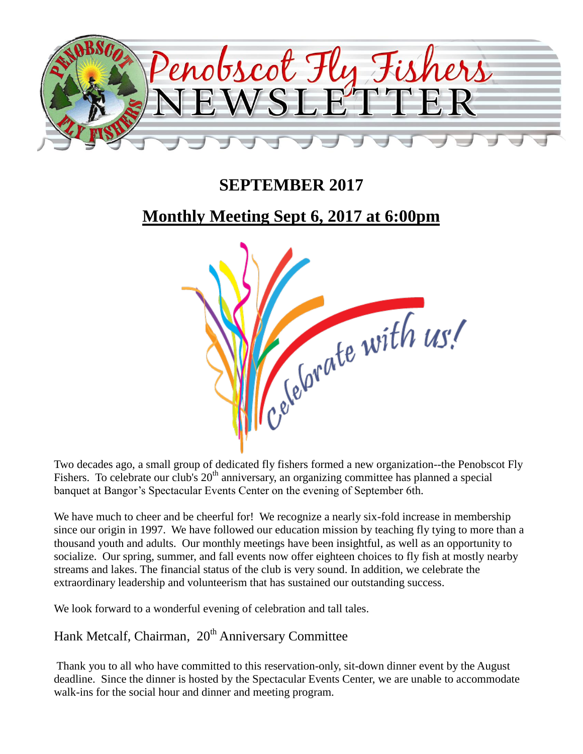# Penobscot Fly Fishers NEWSLETTER

## SEPTEMBER 2017

## Monthly Meeting Sept 6, 2017 at 6:00pm

Celebrate with us!

Two decades ago, a small group of dedicated fly fishers formed a new organization--the Penobscot Fly Fishers. To celebrate our club's 20th anniversary, an organizing committee has planned a special banquet at Bangor's Spectacular Events Center on the evening of September 6th.

We have much to cheer and be cheerful for! We recognize a nearly six-fold increase in membership since our origin in 1997. We have followed our education mission by teaching fly tying to more than a thousand youth and adults. Our monthly meetings have been insightful, as well as an opportunity to socialize. Our spring, summer, and fall events now offer eighteen choices to fly fish at mostly nearby streams and lakes. The financial status of the club is very sound. In addition, we celebrate the extraordinary leadership and volunteerism that has sustained our outstanding success.

We look forward to a wonderful evening of celebration and tall tales.

Hank Metcalf, Chairman, 20th Anniversary Committee

Thank you to all who have committed to this reservation-only, sit-down dinner event by the August deadline. Since the dinner is hosted by the Spectacular Events Center, we are unable to accommodate walk-ins for the social hour and dinner and meeting program.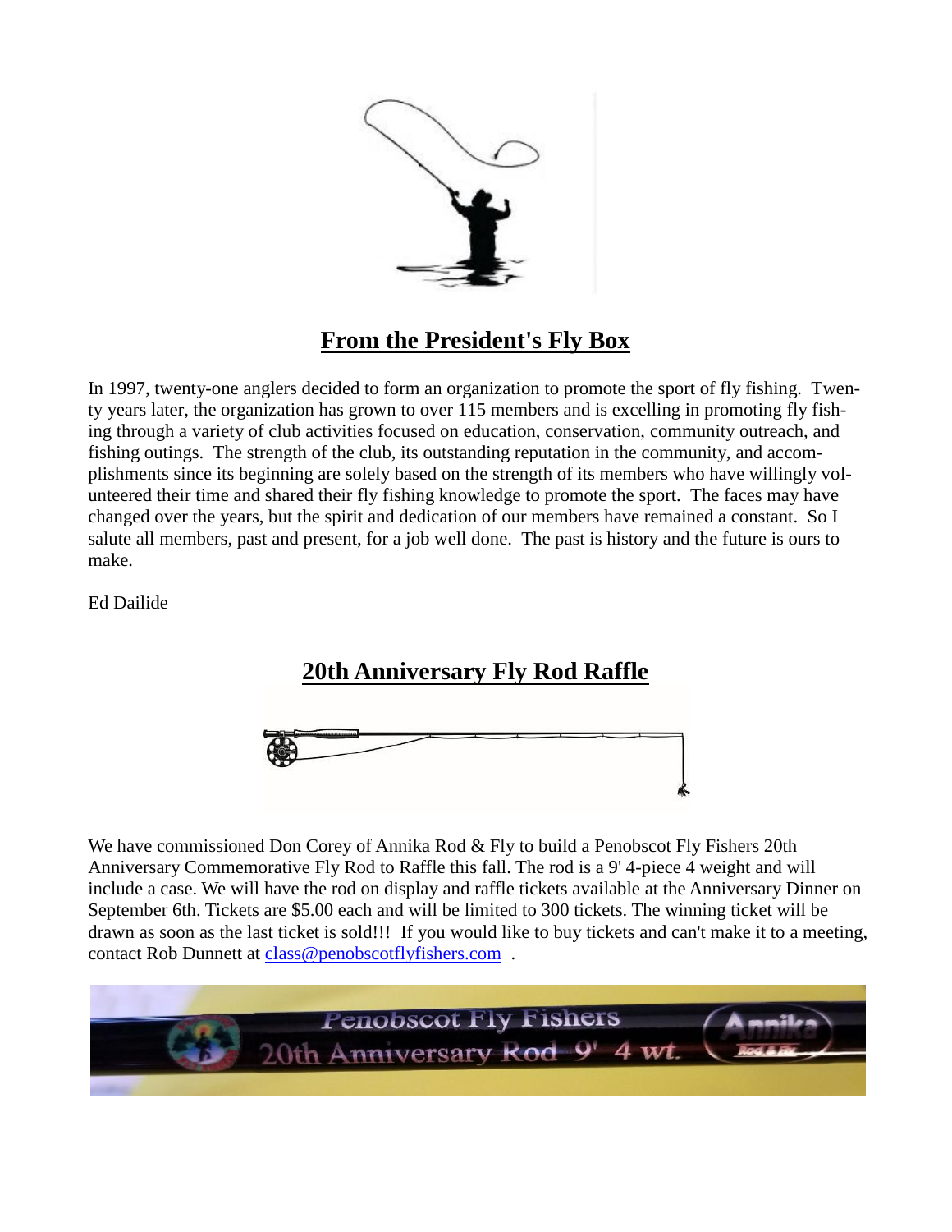## From the President's Fly Box

In 1997, twenty-one anglers decided to form an organization to promote the sport of fly fishing. Twenty years later, the organization has grown to over 115 members and is excelling in promoting fly fishing through a variety of club activities focused on education, conservation, community outreach, and fishing outings. The strength of the club, its outstanding reputation in the community, and accomplishments since its beginning are solely based on the strength of its members who have willingly volunteered their time and shared their fly fishing knowledge to promote the sport. The faces may have changed over the years, but the spirit and dedication of our members have remained a constant. So I salute all members, past and present, for a job well done. The past is history and the future is ours to make.

Ed Dailide

## 20th Anniversary Fly Rod Raffle

We have commissioned Don Corey of Annika Rod & Fly to build a Penobscot Fly Fishers 20th Anniversary Commemorative Fly Rod to Raffle this fall. The rod is a 9' 4-piece 4 weight and will include a case. We will have the rod on display and raffle tickets available at the Anniversary Dinner on September 6th. Tickets are $5.00 each and will be limited to 300 tickets. The winning ticket will be drawn as soon as the last ticket is sold!!! If you would like to buy tickets and can't make it to a meeting, contact Rob Dunnett at class@penobscotflyfishers.com .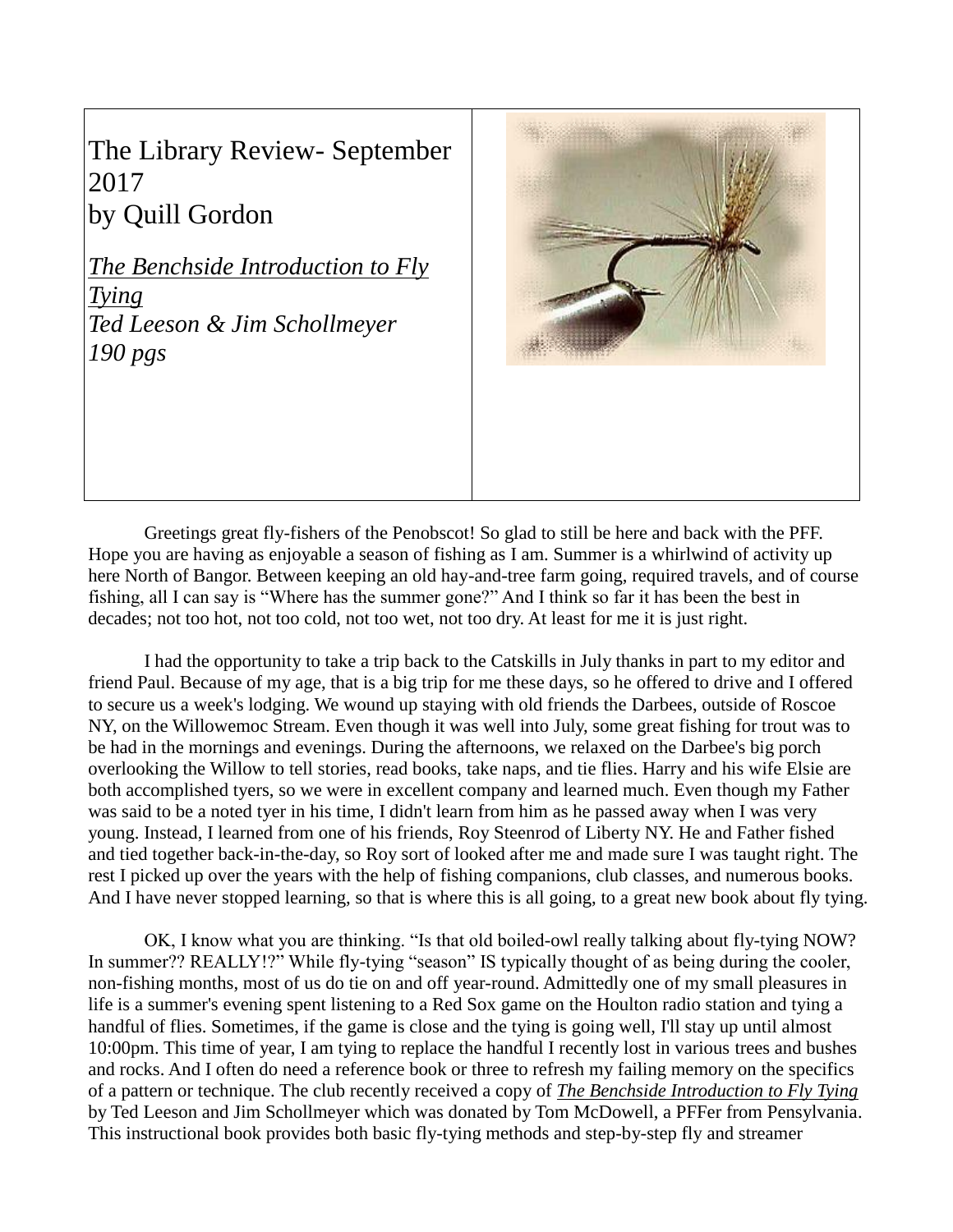# The Library Review- September 2017
by Quill Gordon

*The Benchside Introduction to Fly Tying*
*Ted Leeson & Jim Schollmeyer*
*190 pgs*

Greetings great fly-fishers of the Penobscot! So glad to still be here and back with the PFF. Hope you are having as enjoyable a season of fishing as I am. Summer is a whirlwind of activity up here North of Bangor. Between keeping an old hay-and-tree farm going, required travels, and of course fishing, all I can say is "Where has the summer gone?" And I think so far it has been the best in decades; not too hot, not too cold, not too wet, not too dry. At least for me it is just right.

I had the opportunity to take a trip back to the Catskills in July thanks in part to my editor and friend Paul. Because of my age, that is a big trip for me these days, so he offered to drive and I offered to secure us a week's lodging. We wound up staying with old friends the Darbees, outside of Roscoe NY, on the Willowemoc Stream. Even though it was well into July, some great fishing for trout was to be had in the mornings and evenings. During the afternoons, we relaxed on the Darbee's big porch overlooking the Willow to tell stories, read books, take naps, and tie flies. Harry and his wife Elsie are both accomplished tyers, so we were in excellent company and learned much. Even though my Father was said to be a noted tyer in his time, I didn't learn from him as he passed away when I was very young. Instead, I learned from one of his friends, Roy Steenrod of Liberty NY. He and Father fished and tied together back-in-the-day, so Roy sort of looked after me and made sure I was taught right. The rest I picked up over the years with the help of fishing companions, club classes, and numerous books. And I have never stopped learning, so that is where this is all going, to a great new book about fly tying.

OK, I know what you are thinking. "Is that old boiled-owl really talking about fly-tying NOW? In summer?? REALLY!?" While fly-tying "season" IS typically thought of as being during the cooler, non-fishing months, most of us do tie on and off year-round. Admittedly one of my small pleasures in life is a summer's evening spent listening to a Red Sox game on the Houlton radio station and tying a handful of flies. Sometimes, if the game is close and the tying is going well, I'll stay up until almost 10:00pm. This time of year, I am tying to replace the handful I recently lost in various trees and bushes and rocks. And I often do need a reference book or three to refresh my failing memory on the specifics of a pattern or technique. The club recently received a copy of ***The Benchside Introduction to Fly Tying*** by Ted Leeson and Jim Schollmeyer which was donated by Tom McDowell, a PFFer from Pensylvania. This instructional book provides both basic fly-tying methods and step-by-step fly and streamer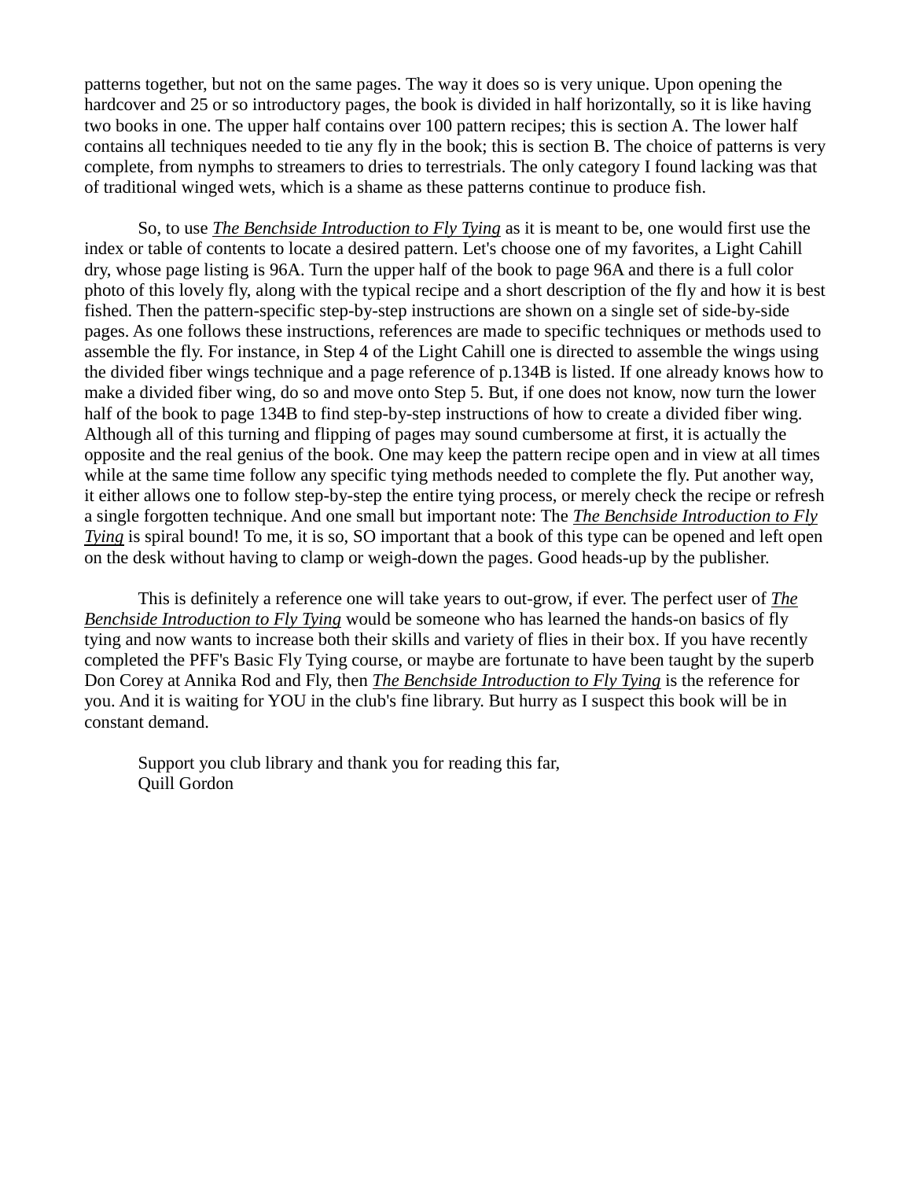patterns together, but not on the same pages. The way it does so is very unique. Upon opening the hardcover and 25 or so introductory pages, the book is divided in half horizontally, so it is like having two books in one. The upper half contains over 100 pattern recipes; this is section A. The lower half contains all techniques needed to tie any fly in the book; this is section B. The choice of patterns is very complete, from nymphs to streamers to dries to terrestrials. The only category I found lacking was that of traditional winged wets, which is a shame as these patterns continue to produce fish.

So, to use ***The Benchside Introduction to Fly Tying*** as it is meant to be, one would first use the index or table of contents to locate a desired pattern. Let's choose one of my favorites, a Light Cahill dry, whose page listing is 96A. Turn the upper half of the book to page 96A and there is a full color photo of this lovely fly, along with the typical recipe and a short description of the fly and how it is best fished. Then the pattern-specific step-by-step instructions are shown on a single set of side-by-side pages. As one follows these instructions, references are made to specific techniques or methods used to assemble the fly. For instance, in Step 4 of the Light Cahill one is directed to assemble the wings using the divided fiber wings technique and a page reference of p.134B is listed. If one already knows how to make a divided fiber wing, do so and move onto Step 5. But, if one does not know, now turn the lower half of the book to page 134B to find step-by-step instructions of how to create a divided fiber wing. Although all of this turning and flipping of pages may sound cumbersome at first, it is actually the opposite and the real genius of the book. One may keep the pattern recipe open and in view at all times while at the same time follow any specific tying methods needed to complete the fly. Put another way, it either allows one to follow step-by-step the entire tying process, or merely check the recipe or refresh a single forgotten technique. And one small but important note: The ***The Benchside Introduction to Fly Tying*** is spiral bound! To me, it is so, SO important that a book of this type can be opened and left open on the desk without having to clamp or weigh-down the pages. Good heads-up by the publisher.

This is definitely a reference one will take years to out-grow, if ever. The perfect user of ***The Benchside Introduction to Fly Tying*** would be someone who has learned the hands-on basics of fly tying and now wants to increase both their skills and variety of flies in their box. If you have recently completed the PFF's Basic Fly Tying course, or maybe are fortunate to have been taught by the superb Don Corey at Annika Rod and Fly, then ***The Benchside Introduction to Fly Tying*** is the reference for you. And it is waiting for YOU in the club's fine library. But hurry as I suspect this book will be in constant demand.

Support you club library and thank you for reading this far,
Quill Gordon